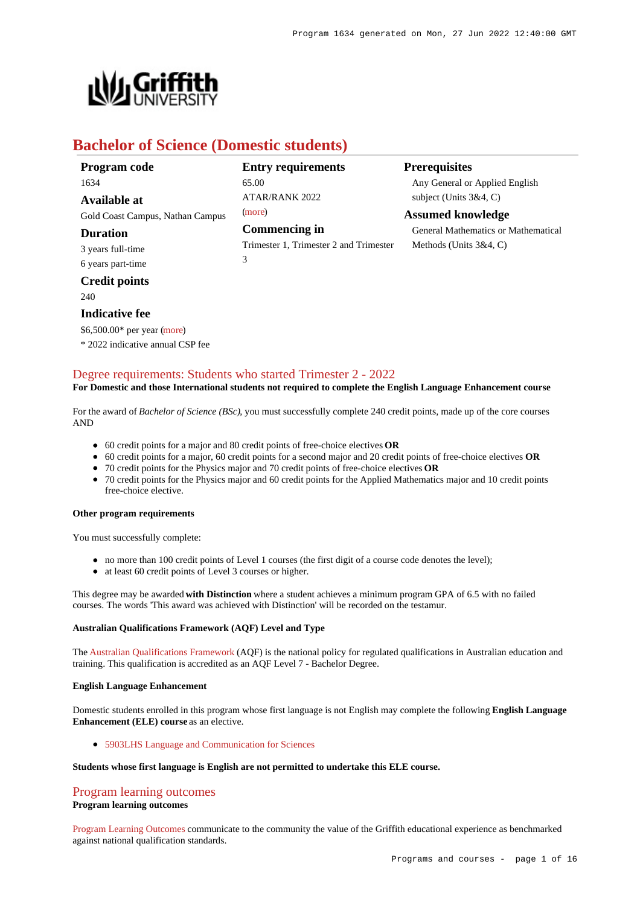# Bachelor of Science (Domestic students)

**Program code**
1634

**Available at**
Gold Coast Campus, Nathan Campus

**Duration**
3 years full-time
6 years part-time

**Credit points**
240

**Indicative fee**
$6,500.00* per year (more)
* 2022 indicative annual CSP fee

**Entry requirements**
65.00
ATAR/RANK 2022
(more)

**Commencing in**
Trimester 1, Trimester 2 and Trimester 3

**Prerequisites**
Any General or Applied English subject (Units 3&4, C)

**Assumed knowledge**
General Mathematics or Mathematical Methods (Units 3&4, C)

## Degree requirements: Students who started Trimester 2 - 2022

**For Domestic and those International students not required to complete the English Language Enhancement course**

For the award of *Bachelor of Science (BSc)*, you must successfully complete 240 credit points, made up of the core courses AND

- 60 credit points for a major and 80 credit points of free-choice electives **OR**
- 60 credit points for a major, 60 credit points for a second major and 20 credit points of free-choice electives **OR**
- 70 credit points for the Physics major and 70 credit points of free-choice electives **OR**
- 70 credit points for the Physics major and 60 credit points for the Applied Mathematics major and 10 credit points free-choice elective.

#### Other program requirements

You must successfully complete:

- no more than 100 credit points of Level 1 courses (the first digit of a course code denotes the level);
- at least 60 credit points of Level 3 courses or higher.

This degree may be awarded **with Distinction** where a student achieves a minimum program GPA of 6.5 with no failed courses. The words 'This award was achieved with Distinction' will be recorded on the testamur.

#### Australian Qualifications Framework (AQF) Level and Type

The Australian Qualifications Framework (AQF) is the national policy for regulated qualifications in Australian education and training. This qualification is accredited as an AQF Level 7 - Bachelor Degree.

#### English Language Enhancement

Domestic students enrolled in this program whose first language is not English may complete the following **English Language Enhancement (ELE) course** as an elective.

- 5903LHS Language and Communication for Sciences

**Students whose first language is English are not permitted to undertake this ELE course.**

## Program learning outcomes

**Program learning outcomes**

Program Learning Outcomes communicate to the community the value of the Griffith educational experience as benchmarked against national qualification standards.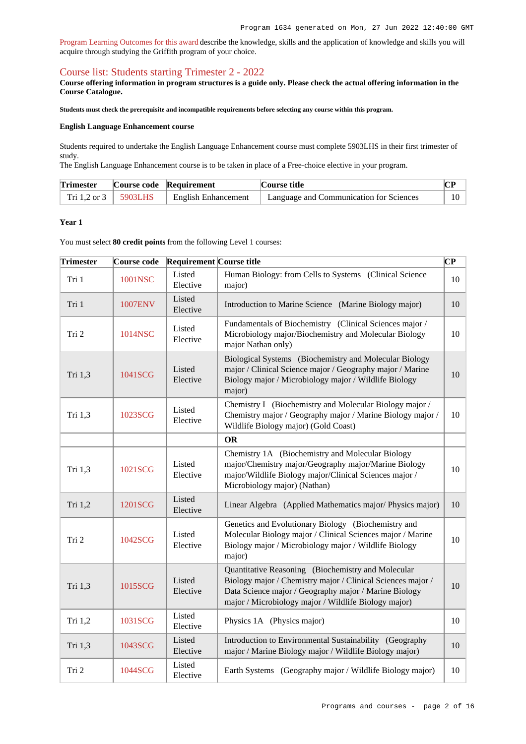Program Learning Outcomes for this award describe the knowledge, skills and the application of knowledge and skills you will acquire through studying the Griffith program of your choice.

## Course list: Students starting Trimester 2 - 2022

**Course offering information in program structures is a guide only. Please check the actual offering information in the Course Catalogue.**

**Students must check the prerequisite and incompatible requirements before selecting any course within this program.**

**English Language Enhancement course**

Students required to undertake the English Language Enhancement course must complete 5903LHS in their first trimester of study.
The English Language Enhancement course is to be taken in place of a Free-choice elective in your program.

| Trimester | Course code | Requirement | Course title | CP |
|---|---|---|---|---|
| Tri 1,2 or 3 | 5903LHS | English Enhancement | Language and Communication for Sciences | 10 |

**Year 1**

You must select **80 credit points** from the following Level 1 courses:

| Trimester | Course code | Requirement | Course title | CP |
|---|---|---|---|---|
| Tri 1 | 1001NSC | Listed Elective | Human Biology: from Cells to Systems (Clinical Science major) | 10 |
| Tri 1 | 1007ENV | Listed Elective | Introduction to Marine Science (Marine Biology major) | 10 |
| Tri 2 | 1014NSC | Listed Elective | Fundamentals of Biochemistry (Clinical Sciences major / Microbiology major/Biochemistry and Molecular Biology major Nathan only) | 10 |
| Tri 1,3 | 1041SCG | Listed Elective | Biological Systems (Biochemistry and Molecular Biology major / Clinical Science major / Geography major / Marine Biology major / Microbiology major / Wildlife Biology major) | 10 |
| Tri 1,3 | 1023SCG | Listed Elective | Chemistry I (Biochemistry and Molecular Biology major / Chemistry major / Geography major / Marine Biology major / Wildlife Biology major) (Gold Coast) | 10 |
| | | | **OR** | |
| Tri 1,3 | 1021SCG | Listed Elective | Chemistry 1A (Biochemistry and Molecular Biology major/Chemistry major/Geography major/Marine Biology major/Wildlife Biology major/Clinical Sciences major / Microbiology major) (Nathan) | 10 |
| Tri 1,2 | 1201SCG | Listed Elective | Linear Algebra (Applied Mathematics major/ Physics major) | 10 |
| Tri 2 | 1042SCG | Listed Elective | Genetics and Evolutionary Biology (Biochemistry and Molecular Biology major / Clinical Sciences major / Marine Biology major / Microbiology major / Wildlife Biology major) | 10 |
| Tri 1,3 | 1015SCG | Listed Elective | Quantitative Reasoning (Biochemistry and Molecular Biology major / Chemistry major / Clinical Sciences major / Data Science major / Geography major / Marine Biology major / Microbiology major / Wildlife Biology major) | 10 |
| Tri 1,2 | 1031SCG | Listed Elective | Physics 1A (Physics major) | 10 |
| Tri 1,3 | 1043SCG | Listed Elective | Introduction to Environmental Sustainability (Geography major / Marine Biology major / Wildlife Biology major) | 10 |
| Tri 2 | 1044SCG | Listed Elective | Earth Systems (Geography major / Wildlife Biology major) | 10 |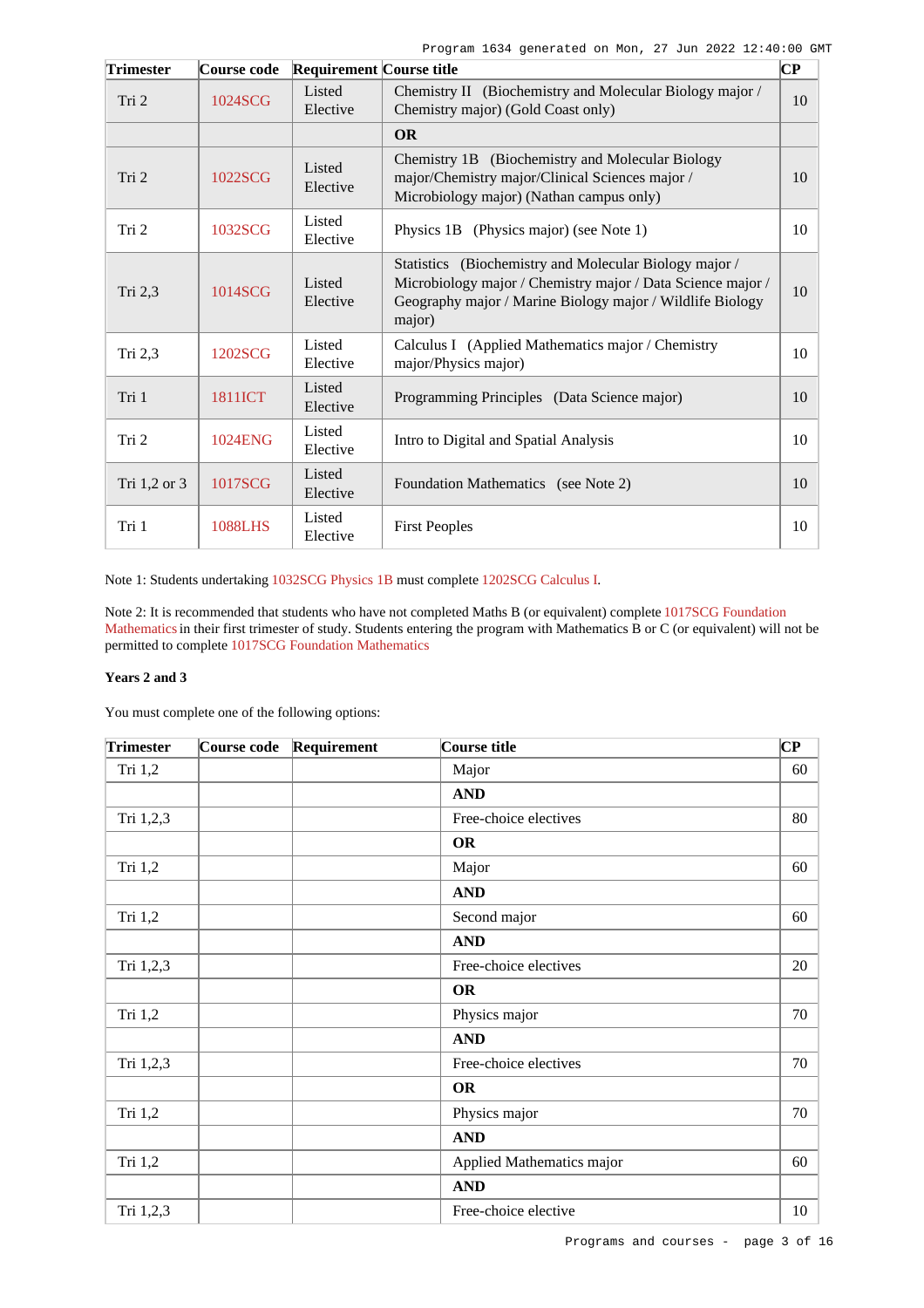| Trimester | Course code | Requirement | Course title | CP |
|---|---|---|---|---|
| Tri 2 | 1024SCG | Listed Elective | Chemistry II (Biochemistry and Molecular Biology major / Chemistry major) (Gold Coast only) | 10 |
| | | | **OR** | |
| Tri 2 | 1022SCG | Listed Elective | Chemistry 1B (Biochemistry and Molecular Biology major/Chemistry major/Clinical Sciences major / Microbiology major) (Nathan campus only) | 10 |
| Tri 2 | 1032SCG | Listed Elective | Physics 1B (Physics major) (see Note 1) | 10 |
| Tri 2,3 | 1014SCG | Listed Elective | Statistics (Biochemistry and Molecular Biology major / Microbiology major / Chemistry major / Data Science major / Geography major / Marine Biology major / Wildlife Biology major) | 10 |
| Tri 2,3 | 1202SCG | Listed Elective | Calculus I (Applied Mathematics major / Chemistry major/Physics major) | 10 |
| Tri 1 | 1811ICT | Listed Elective | Programming Principles (Data Science major) | 10 |
| Tri 2 | 1024ENG | Listed Elective | Intro to Digital and Spatial Analysis | 10 |
| Tri 1,2 or 3 | 1017SCG | Listed Elective | Foundation Mathematics (see Note 2) | 10 |
| Tri 1 | 1088LHS | Listed Elective | First Peoples | 10 |

Note 1: Students undertaking 1032SCG Physics 1B must complete 1202SCG Calculus I.

Note 2: It is recommended that students who have not completed Maths B (or equivalent) complete 1017SCG Foundation Mathematics in their first trimester of study. Students entering the program with Mathematics B or C (or equivalent) will not be permitted to complete 1017SCG Foundation Mathematics

**Years 2 and 3**

You must complete one of the following options:

| Trimester | Course code | Requirement | Course title | CP |
|---|---|---|---|---|
| Tri 1,2 | | | Major | 60 |
| | | | **AND** | |
| Tri 1,2,3 | | | Free-choice electives | 80 |
| | | | **OR** | |
| Tri 1,2 | | | Major | 60 |
| | | | **AND** | |
| Tri 1,2 | | | Second major | 60 |
| | | | **AND** | |
| Tri 1,2,3 | | | Free-choice electives | 20 |
| | | | **OR** | |
| Tri 1,2 | | | Physics major | 70 |
| | | | **AND** | |
| Tri 1,2,3 | | | Free-choice electives | 70 |
| | | | **OR** | |
| Tri 1,2 | | | Physics major | 70 |
| | | | **AND** | |
| Tri 1,2 | | | Applied Mathematics major | 60 |
| | | | **AND** | |
| Tri 1,2,3 | | | Free-choice elective | 10 |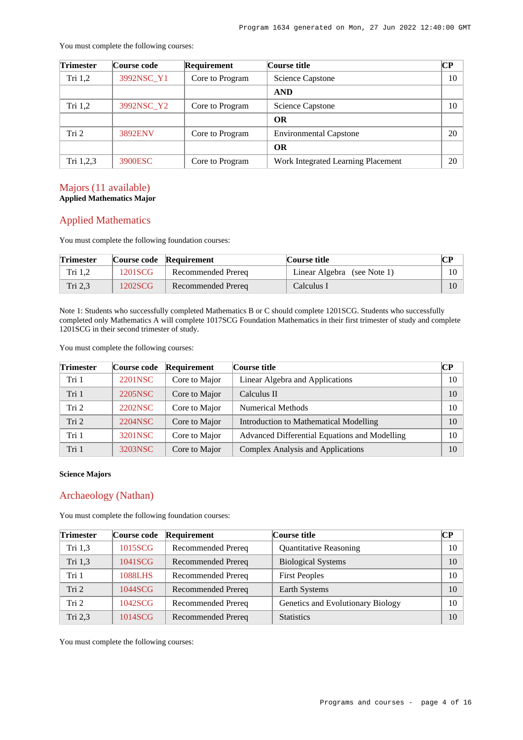You must complete the following courses:

| Trimester | Course code | Requirement | Course title | CP |
|---|---|---|---|---|
| Tri 1,2 | 3992NSC_Y1 | Core to Program | Science Capstone | 10 |
| | | | **AND** | |
| Tri 1,2 | 3992NSC_Y2 | Core to Program | Science Capstone | 10 |
| | | | **OR** | |
| Tri 2 | 3892ENV | Core to Program | Environmental Capstone | 20 |
| | | | **OR** | |
| Tri 1,2,3 | 3900ESC | Core to Program | Work Integrated Learning Placement | 20 |

## Majors (11 available)

**Applied Mathematics Major**

## Applied Mathematics

You must complete the following foundation courses:

| Trimester | Course code | Requirement | Course title | CP |
|---|---|---|---|---|
| Tri 1,2 | 1201SCG | Recommended Prereq | Linear Algebra (see Note 1) | 10 |
| Tri 2,3 | 1202SCG | Recommended Prereq | Calculus I | 10 |

Note 1: Students who successfully completed Mathematics B or C should complete 1201SCG. Students who successfully completed only Mathematics A will complete 1017SCG Foundation Mathematics in their first trimester of study and complete 1201SCG in their second trimester of study.

You must complete the following courses:

| Trimester | Course code | Requirement | Course title | CP |
|---|---|---|---|---|
| Tri 1 | 2201NSC | Core to Major | Linear Algebra and Applications | 10 |
| Tri 1 | 2205NSC | Core to Major | Calculus II | 10 |
| Tri 2 | 2202NSC | Core to Major | Numerical Methods | 10 |
| Tri 2 | 2204NSC | Core to Major | Introduction to Mathematical Modelling | 10 |
| Tri 1 | 3201NSC | Core to Major | Advanced Differential Equations and Modelling | 10 |
| Tri 1 | 3203NSC | Core to Major | Complex Analysis and Applications | 10 |

**Science Majors**

## Archaeology (Nathan)

You must complete the following foundation courses:

| Trimester | Course code | Requirement | Course title | CP |
|---|---|---|---|---|
| Tri 1,3 | 1015SCG | Recommended Prereq | Quantitative Reasoning | 10 |
| Tri 1,3 | 1041SCG | Recommended Prereq | Biological Systems | 10 |
| Tri 1 | 1088LHS | Recommended Prereq | First Peoples | 10 |
| Tri 2 | 1044SCG | Recommended Prereq | Earth Systems | 10 |
| Tri 2 | 1042SCG | Recommended Prereq | Genetics and Evolutionary Biology | 10 |
| Tri 2,3 | 1014SCG | Recommended Prereq | Statistics | 10 |

You must complete the following courses: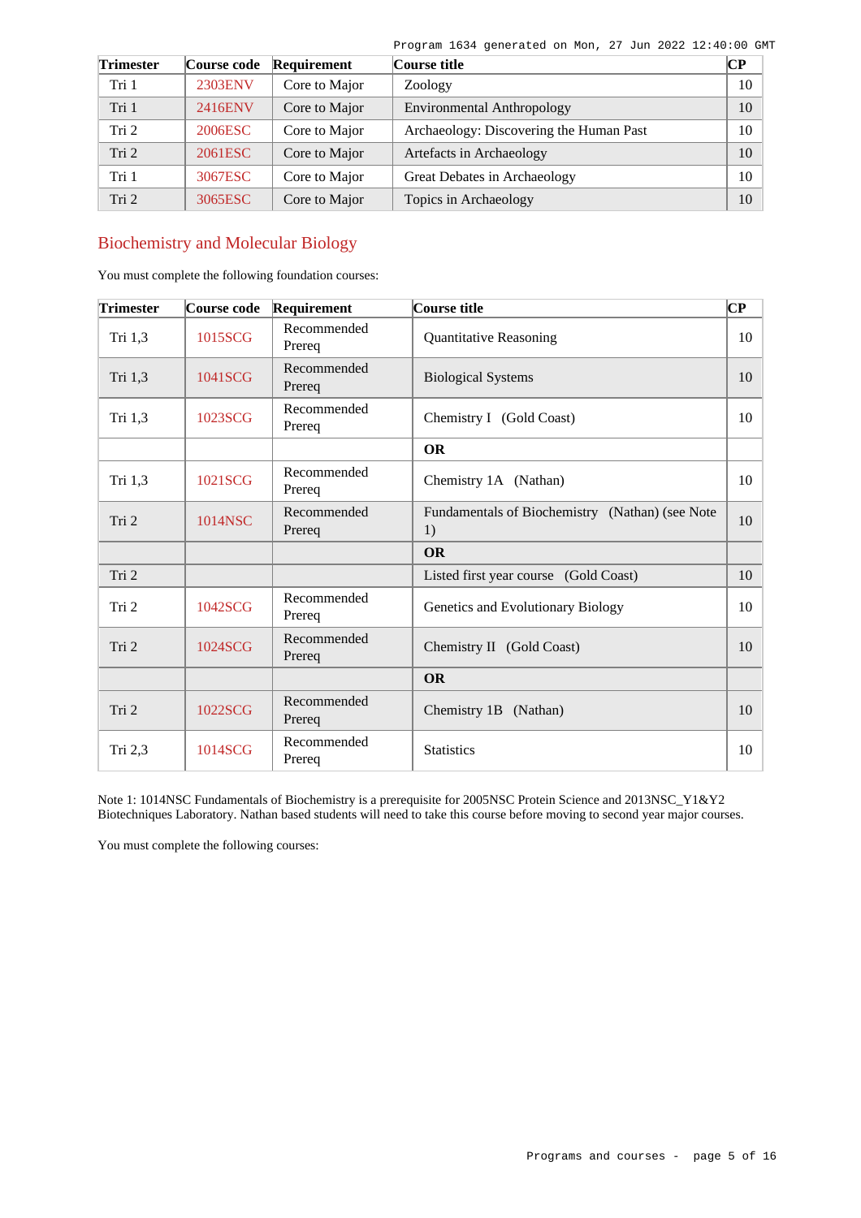| Trimester | Course code | Requirement | Course title | CP |
|---|---|---|---|---|
| Tri 1 | 2303ENV | Core to Major | Zoology | 10 |
| Tri 1 | 2416ENV | Core to Major | Environmental Anthropology | 10 |
| Tri 2 | 2006ESC | Core to Major | Archaeology: Discovering the Human Past | 10 |
| Tri 2 | 2061ESC | Core to Major | Artefacts in Archaeology | 10 |
| Tri 1 | 3067ESC | Core to Major | Great Debates in Archaeology | 10 |
| Tri 2 | 3065ESC | Core to Major | Topics in Archaeology | 10 |

## Biochemistry and Molecular Biology

You must complete the following foundation courses:

| Trimester | Course code | Requirement | Course title | CP |
|---|---|---|---|---|
| Tri 1,3 | 1015SCG | Recommended Prereq | Quantitative Reasoning | 10 |
| Tri 1,3 | 1041SCG | Recommended Prereq | Biological Systems | 10 |
| Tri 1,3 | 1023SCG | Recommended Prereq | Chemistry I (Gold Coast) | 10 |
| | | | **OR** | |
| Tri 1,3 | 1021SCG | Recommended Prereq | Chemistry 1A (Nathan) | 10 |
| Tri 2 | 1014NSC | Recommended Prereq | Fundamentals of Biochemistry (Nathan) (see Note 1) | 10 |
| | | | **OR** | |
| Tri 2 | | | Listed first year course (Gold Coast) | 10 |
| Tri 2 | 1042SCG | Recommended Prereq | Genetics and Evolutionary Biology | 10 |
| Tri 2 | 1024SCG | Recommended Prereq | Chemistry II (Gold Coast) | 10 |
| | | | **OR** | |
| Tri 2 | 1022SCG | Recommended Prereq | Chemistry 1B (Nathan) | 10 |
| Tri 2,3 | 1014SCG | Recommended Prereq | Statistics | 10 |

Note 1: 1014NSC Fundamentals of Biochemistry is a prerequisite for 2005NSC Protein Science and 2013NSC_Y1&Y2 Biotechniques Laboratory. Nathan based students will need to take this course before moving to second year major courses.

You must complete the following courses: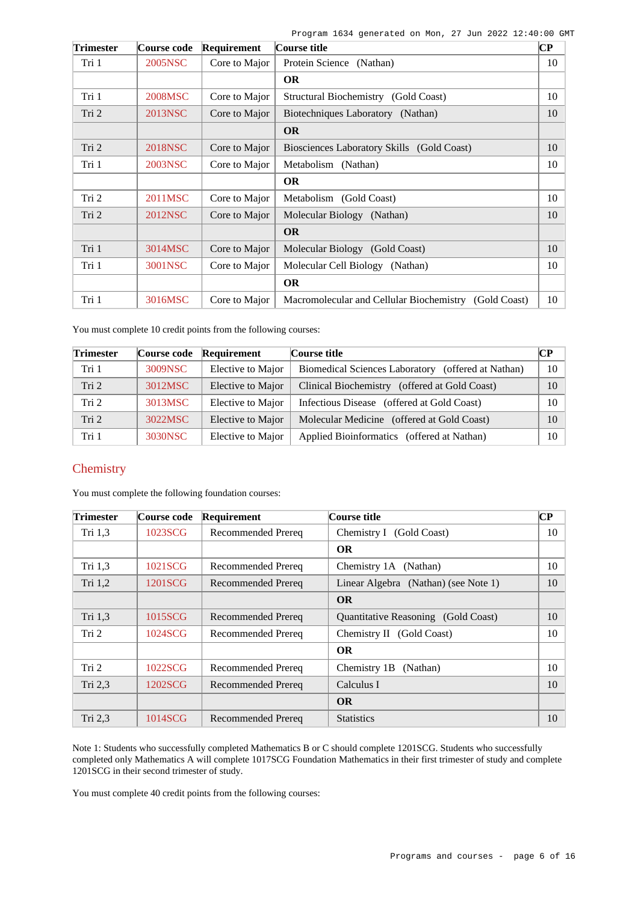| Trimester | Course code | Requirement | Course title | CP |
| --- | --- | --- | --- | --- |
| Tri 1 | 2005NSC | Core to Major | Protein Science (Nathan) | 10 |
| | | | **OR** | |
| Tri 1 | 2008MSC | Core to Major | Structural Biochemistry (Gold Coast) | 10 |
| Tri 2 | 2013NSC | Core to Major | Biotechniques Laboratory (Nathan) | 10 |
| | | | **OR** | |
| Tri 2 | 2018NSC | Core to Major | Biosciences Laboratory Skills (Gold Coast) | 10 |
| Tri 1 | 2003NSC | Core to Major | Metabolism (Nathan) | 10 |
| | | | **OR** | |
| Tri 2 | 2011MSC | Core to Major | Metabolism (Gold Coast) | 10 |
| Tri 2 | 2012NSC | Core to Major | Molecular Biology (Nathan) | 10 |
| | | | **OR** | |
| Tri 1 | 3014MSC | Core to Major | Molecular Biology (Gold Coast) | 10 |
| Tri 1 | 3001NSC | Core to Major | Molecular Cell Biology (Nathan) | 10 |
| | | | **OR** | |
| Tri 1 | 3016MSC | Core to Major | Macromolecular and Cellular Biochemistry (Gold Coast) | 10 |

You must complete 10 credit points from the following courses:

| Trimester | Course code | Requirement | Course title | CP |
| --- | --- | --- | --- | --- |
| Tri 1 | 3009NSC | Elective to Major | Biomedical Sciences Laboratory (offered at Nathan) | 10 |
| Tri 2 | 3012MSC | Elective to Major | Clinical Biochemistry (offered at Gold Coast) | 10 |
| Tri 2 | 3013MSC | Elective to Major | Infectious Disease (offered at Gold Coast) | 10 |
| Tri 2 | 3022MSC | Elective to Major | Molecular Medicine (offered at Gold Coast) | 10 |
| Tri 1 | 3030NSC | Elective to Major | Applied Bioinformatics (offered at Nathan) | 10 |

## Chemistry

You must complete the following foundation courses:

| Trimester | Course code | Requirement | Course title | CP |
| --- | --- | --- | --- | --- |
| Tri 1,3 | 1023SCG | Recommended Prereq | Chemistry I (Gold Coast) | 10 |
| | | | **OR** | |
| Tri 1,3 | 1021SCG | Recommended Prereq | Chemistry 1A (Nathan) | 10 |
| Tri 1,2 | 1201SCG | Recommended Prereq | Linear Algebra (Nathan) (see Note 1) | 10 |
| | | | **OR** | |
| Tri 1,3 | 1015SCG | Recommended Prereq | Quantitative Reasoning (Gold Coast) | 10 |
| Tri 2 | 1024SCG | Recommended Prereq | Chemistry II (Gold Coast) | 10 |
| | | | **OR** | |
| Tri 2 | 1022SCG | Recommended Prereq | Chemistry 1B (Nathan) | 10 |
| Tri 2,3 | 1202SCG | Recommended Prereq | Calculus I | 10 |
| | | | **OR** | |
| Tri 2,3 | 1014SCG | Recommended Prereq | Statistics | 10 |

Note 1: Students who successfully completed Mathematics B or C should complete 1201SCG. Students who successfully completed only Mathematics A will complete 1017SCG Foundation Mathematics in their first trimester of study and complete 1201SCG in their second trimester of study.

You must complete 40 credit points from the following courses: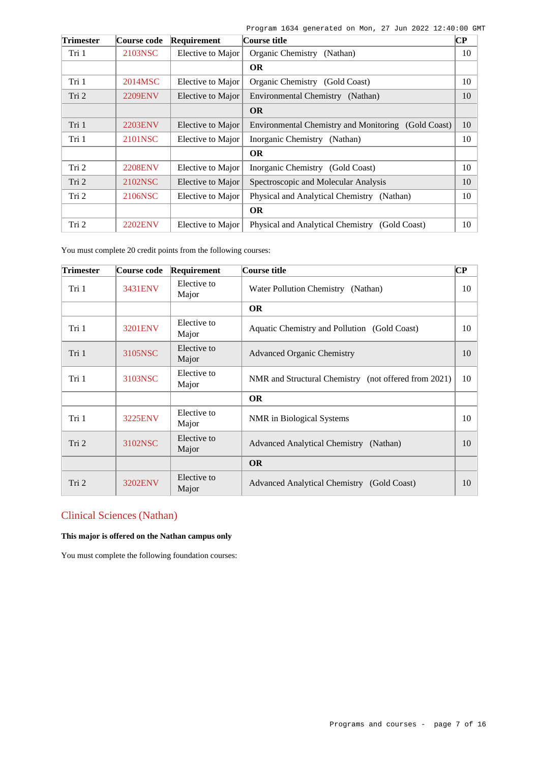| Trimester | Course code | Requirement | Course title | CP |
|---|---|---|---|---|
| Tri 1 | 2103NSC | Elective to Major | Organic Chemistry (Nathan) | 10 |
| | | | **OR** | |
| Tri 1 | 2014MSC | Elective to Major | Organic Chemistry (Gold Coast) | 10 |
| Tri 2 | 2209ENV | Elective to Major | Environmental Chemistry (Nathan) | 10 |
| | | | **OR** | |
| Tri 1 | 2203ENV | Elective to Major | Environmental Chemistry and Monitoring (Gold Coast) | 10 |
| Tri 1 | 2101NSC | Elective to Major | Inorganic Chemistry (Nathan) | 10 |
| | | | **OR** | |
| Tri 2 | 2208ENV | Elective to Major | Inorganic Chemistry (Gold Coast) | 10 |
| Tri 2 | 2102NSC | Elective to Major | Spectroscopic and Molecular Analysis | 10 |
| Tri 2 | 2106NSC | Elective to Major | Physical and Analytical Chemistry (Nathan) | 10 |
| | | | **OR** | |
| Tri 2 | 2202ENV | Elective to Major | Physical and Analytical Chemistry (Gold Coast) | 10 |

You must complete 20 credit points from the following courses:

| Trimester | Course code | Requirement | Course title | CP |
|---|---|---|---|---|
| Tri 1 | 3431ENV | Elective to Major | Water Pollution Chemistry (Nathan) | 10 |
| | | | **OR** | |
| Tri 1 | 3201ENV | Elective to Major | Aquatic Chemistry and Pollution (Gold Coast) | 10 |
| Tri 1 | 3105NSC | Elective to Major | Advanced Organic Chemistry | 10 |
| Tri 1 | 3103NSC | Elective to Major | NMR and Structural Chemistry (not offered from 2021) | 10 |
| | | | **OR** | |
| Tri 1 | 3225ENV | Elective to Major | NMR in Biological Systems | 10 |
| Tri 2 | 3102NSC | Elective to Major | Advanced Analytical Chemistry (Nathan) | 10 |
| | | | **OR** | |
| Tri 2 | 3202ENV | Elective to Major | Advanced Analytical Chemistry (Gold Coast) | 10 |

## Clinical Sciences (Nathan)

**This major is offered on the Nathan campus only**

You must complete the following foundation courses: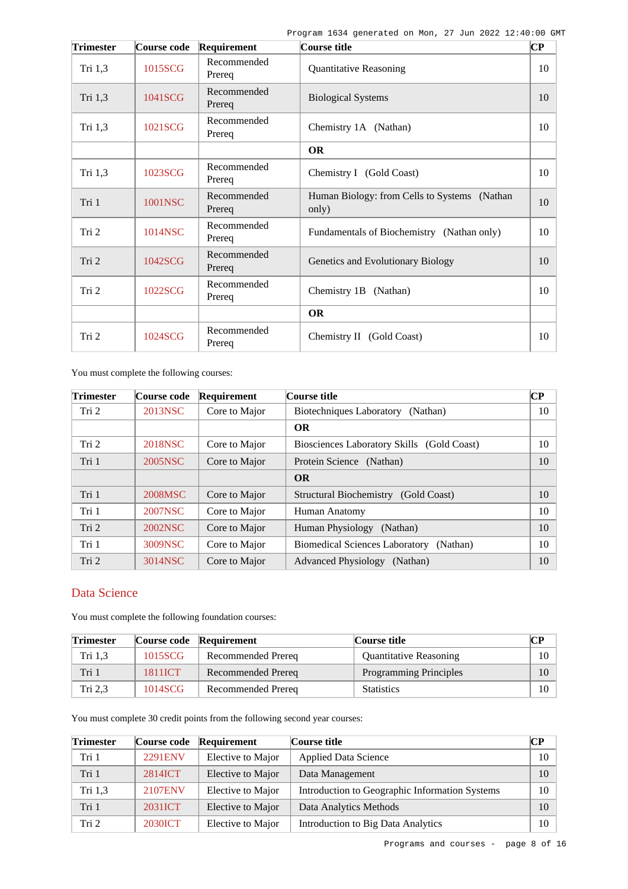| Trimester | Course code | Requirement | Course title | CP |
|---|---|---|---|---|
| Tri 1,3 | 1015SCG | Recommended Prereq | Quantitative Reasoning | 10 |
| Tri 1,3 | 1041SCG | Recommended Prereq | Biological Systems | 10 |
| Tri 1,3 | 1021SCG | Recommended Prereq | Chemistry 1A (Nathan) | 10 |
| | | | **OR** | |
| Tri 1,3 | 1023SCG | Recommended Prereq | Chemistry I (Gold Coast) | 10 |
| Tri 1 | 1001NSC | Recommended Prereq | Human Biology: from Cells to Systems (Nathan only) | 10 |
| Tri 2 | 1014NSC | Recommended Prereq | Fundamentals of Biochemistry (Nathan only) | 10 |
| Tri 2 | 1042SCG | Recommended Prereq | Genetics and Evolutionary Biology | 10 |
| Tri 2 | 1022SCG | Recommended Prereq | Chemistry 1B (Nathan) | 10 |
| | | | **OR** | |
| Tri 2 | 1024SCG | Recommended Prereq | Chemistry II (Gold Coast) | 10 |

You must complete the following courses:

| Trimester | Course code | Requirement | Course title | CP |
|---|---|---|---|---|
| Tri 2 | 2013NSC | Core to Major | Biotechniques Laboratory (Nathan) | 10 |
| | | | **OR** | |
| Tri 2 | 2018NSC | Core to Major | Biosciences Laboratory Skills (Gold Coast) | 10 |
| Tri 1 | 2005NSC | Core to Major | Protein Science (Nathan) | 10 |
| | | | **OR** | |
| Tri 1 | 2008MSC | Core to Major | Structural Biochemistry (Gold Coast) | 10 |
| Tri 1 | 2007NSC | Core to Major | Human Anatomy | 10 |
| Tri 2 | 2002NSC | Core to Major | Human Physiology (Nathan) | 10 |
| Tri 1 | 3009NSC | Core to Major | Biomedical Sciences Laboratory (Nathan) | 10 |
| Tri 2 | 3014NSC | Core to Major | Advanced Physiology (Nathan) | 10 |

## Data Science

You must complete the following foundation courses:

| Trimester | Course code | Requirement | Course title | CP |
|---|---|---|---|---|
| Tri 1,3 | 1015SCG | Recommended Prereq | Quantitative Reasoning | 10 |
| Tri 1 | 1811ICT | Recommended Prereq | Programming Principles | 10 |
| Tri 2,3 | 1014SCG | Recommended Prereq | Statistics | 10 |

You must complete 30 credit points from the following second year courses:

| Trimester | Course code | Requirement | Course title | CP |
|---|---|---|---|---|
| Tri 1 | 2291ENV | Elective to Major | Applied Data Science | 10 |
| Tri 1 | 2814ICT | Elective to Major | Data Management | 10 |
| Tri 1,3 | 2107ENV | Elective to Major | Introduction to Geographic Information Systems | 10 |
| Tri 1 | 2031ICT | Elective to Major | Data Analytics Methods | 10 |
| Tri 2 | 2030ICT | Elective to Major | Introduction to Big Data Analytics | 10 |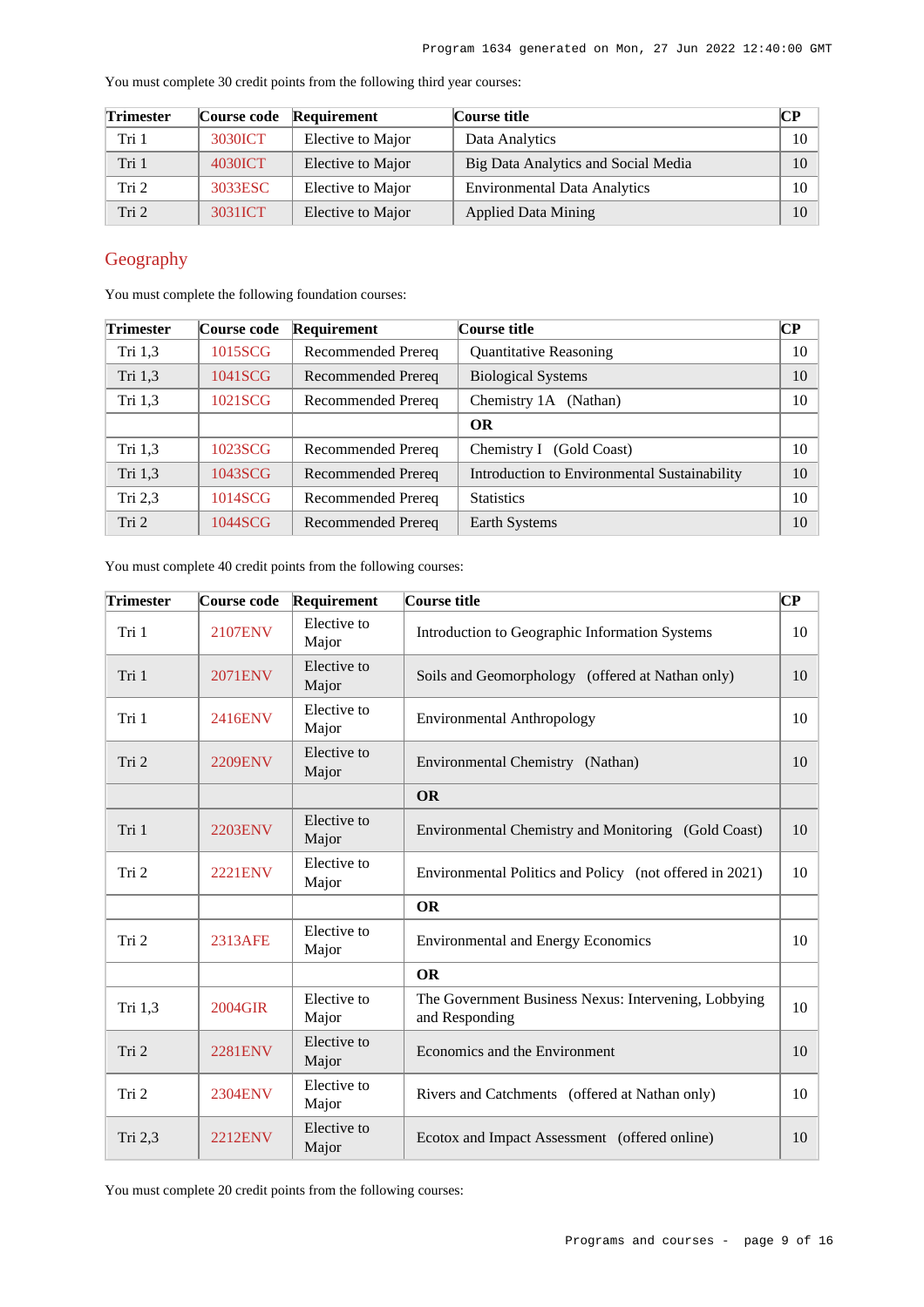You must complete 30 credit points from the following third year courses:

| Trimester | Course code | Requirement | Course title | CP |
|---|---|---|---|---|
| Tri 1 | 3030ICT | Elective to Major | Data Analytics | 10 |
| Tri 1 | 4030ICT | Elective to Major | Big Data Analytics and Social Media | 10 |
| Tri 2 | 3033ESC | Elective to Major | Environmental Data Analytics | 10 |
| Tri 2 | 3031ICT | Elective to Major | Applied Data Mining | 10 |

## Geography

You must complete the following foundation courses:

| Trimester | Course code | Requirement | Course title | CP |
|---|---|---|---|---|
| Tri 1,3 | 1015SCG | Recommended Prereq | Quantitative Reasoning | 10 |
| Tri 1,3 | 1041SCG | Recommended Prereq | Biological Systems | 10 |
| Tri 1,3 | 1021SCG | Recommended Prereq | Chemistry 1A (Nathan) | 10 |
| | | | **OR** | |
| Tri 1,3 | 1023SCG | Recommended Prereq | Chemistry I (Gold Coast) | 10 |
| Tri 1,3 | 1043SCG | Recommended Prereq | Introduction to Environmental Sustainability | 10 |
| Tri 2,3 | 1014SCG | Recommended Prereq | Statistics | 10 |
| Tri 2 | 1044SCG | Recommended Prereq | Earth Systems | 10 |

You must complete 40 credit points from the following courses:

| Trimester | Course code | Requirement | Course title | CP |
|---|---|---|---|---|
| Tri 1 | 2107ENV | Elective to Major | Introduction to Geographic Information Systems | 10 |
| Tri 1 | 2071ENV | Elective to Major | Soils and Geomorphology (offered at Nathan only) | 10 |
| Tri 1 | 2416ENV | Elective to Major | Environmental Anthropology | 10 |
| Tri 2 | 2209ENV | Elective to Major | Environmental Chemistry (Nathan) | 10 |
| | | | **OR** | |
| Tri 1 | 2203ENV | Elective to Major | Environmental Chemistry and Monitoring (Gold Coast) | 10 |
| Tri 2 | 2221ENV | Elective to Major | Environmental Politics and Policy (not offered in 2021) | 10 |
| | | | **OR** | |
| Tri 2 | 2313AFE | Elective to Major | Environmental and Energy Economics | 10 |
| | | | **OR** | |
| Tri 1,3 | 2004GIR | Elective to Major | The Government Business Nexus: Intervening, Lobbying and Responding | 10 |
| Tri 2 | 2281ENV | Elective to Major | Economics and the Environment | 10 |
| Tri 2 | 2304ENV | Elective to Major | Rivers and Catchments (offered at Nathan only) | 10 |
| Tri 2,3 | 2212ENV | Elective to Major | Ecotox and Impact Assessment (offered online) | 10 |

You must complete 20 credit points from the following courses: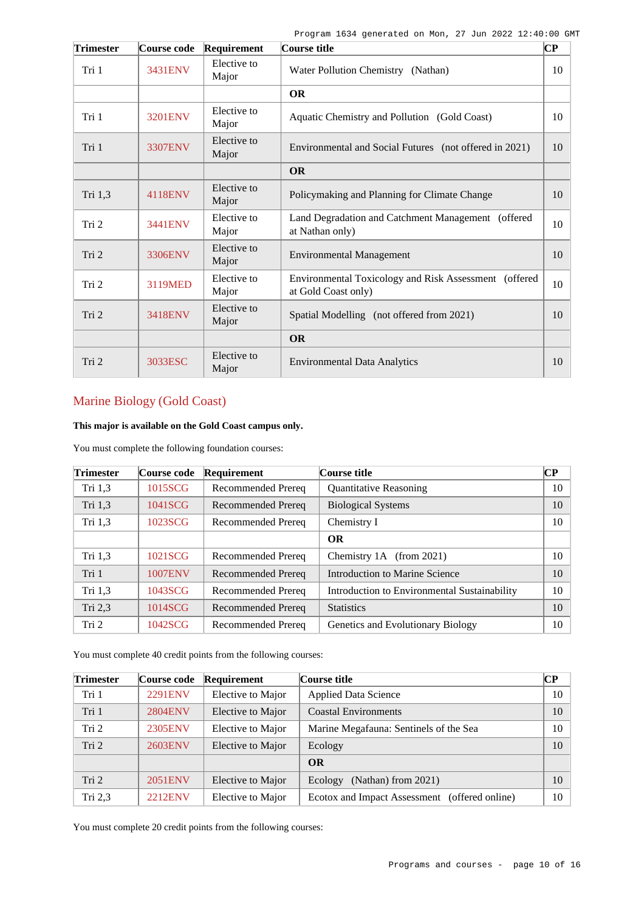| Trimester | Course code | Requirement | Course title | CP |
|---|---|---|---|---|
| Tri 1 | 3431ENV | Elective to Major | Water Pollution Chemistry (Nathan) | 10 |
| | | | **OR** | |
| Tri 1 | 3201ENV | Elective to Major | Aquatic Chemistry and Pollution (Gold Coast) | 10 |
| Tri 1 | 3307ENV | Elective to Major | Environmental and Social Futures (not offered in 2021) | 10 |
| | | | **OR** | |
| Tri 1,3 | 4118ENV | Elective to Major | Policymaking and Planning for Climate Change | 10 |
| Tri 2 | 3441ENV | Elective to Major | Land Degradation and Catchment Management (offered at Nathan only) | 10 |
| Tri 2 | 3306ENV | Elective to Major | Environmental Management | 10 |
| Tri 2 | 3119MED | Elective to Major | Environmental Toxicology and Risk Assessment (offered at Gold Coast only) | 10 |
| Tri 2 | 3418ENV | Elective to Major | Spatial Modelling (not offered from 2021) | 10 |
| | | | **OR** | |
| Tri 2 | 3033ESC | Elective to Major | Environmental Data Analytics | 10 |

## Marine Biology (Gold Coast)

**This major is available on the Gold Coast campus only.**

You must complete the following foundation courses:

| Trimester | Course code | Requirement | Course title | CP |
|---|---|---|---|---|
| Tri 1,3 | 1015SCG | Recommended Prereq | Quantitative Reasoning | 10 |
| Tri 1,3 | 1041SCG | Recommended Prereq | Biological Systems | 10 |
| Tri 1,3 | 1023SCG | Recommended Prereq | Chemistry I | 10 |
| | | | **OR** | |
| Tri 1,3 | 1021SCG | Recommended Prereq | Chemistry 1A (from 2021) | 10 |
| Tri 1 | 1007ENV | Recommended Prereq | Introduction to Marine Science | 10 |
| Tri 1,3 | 1043SCG | Recommended Prereq | Introduction to Environmental Sustainability | 10 |
| Tri 2,3 | 1014SCG | Recommended Prereq | Statistics | 10 |
| Tri 2 | 1042SCG | Recommended Prereq | Genetics and Evolutionary Biology | 10 |

You must complete 40 credit points from the following courses:

| Trimester | Course code | Requirement | Course title | CP |
|---|---|---|---|---|
| Tri 1 | 2291ENV | Elective to Major | Applied Data Science | 10 |
| Tri 1 | 2804ENV | Elective to Major | Coastal Environments | 10 |
| Tri 2 | 2305ENV | Elective to Major | Marine Megafauna: Sentinels of the Sea | 10 |
| Tri 2 | 2603ENV | Elective to Major | Ecology | 10 |
| | | | **OR** | |
| Tri 2 | 2051ENV | Elective to Major | Ecology (Nathan) from 2021) | 10 |
| Tri 2,3 | 2212ENV | Elective to Major | Ecotox and Impact Assessment (offered online) | 10 |

You must complete 20 credit points from the following courses: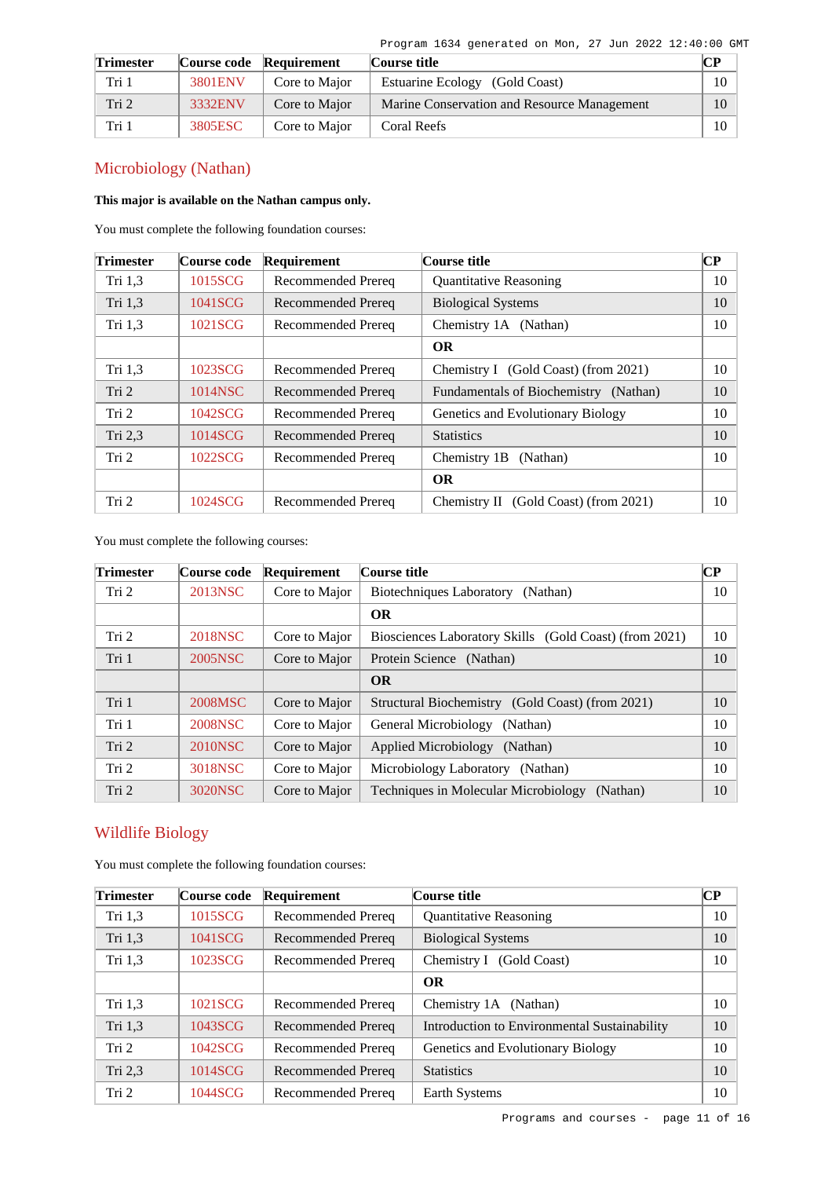| Trimester | Course code | Requirement | Course title | CP |
|---|---|---|---|---|
| Tri 1 | 3801ENV | Core to Major | Estuarine Ecology (Gold Coast) | 10 |
| Tri 2 | 3332ENV | Core to Major | Marine Conservation and Resource Management | 10 |
| Tri 1 | 3805ESC | Core to Major | Coral Reefs | 10 |

## Microbiology (Nathan)

**This major is available on the Nathan campus only.**

You must complete the following foundation courses:

| Trimester | Course code | Requirement | Course title | CP |
|---|---|---|---|---|
| Tri 1,3 | 1015SCG | Recommended Prereq | Quantitative Reasoning | 10 |
| Tri 1,3 | 1041SCG | Recommended Prereq | Biological Systems | 10 |
| Tri 1,3 | 1021SCG | Recommended Prereq | Chemistry 1A (Nathan) | 10 |
| | | | **OR** | |
| Tri 1,3 | 1023SCG | Recommended Prereq | Chemistry I (Gold Coast) (from 2021) | 10 |
| Tri 2 | 1014NSC | Recommended Prereq | Fundamentals of Biochemistry (Nathan) | 10 |
| Tri 2 | 1042SCG | Recommended Prereq | Genetics and Evolutionary Biology | 10 |
| Tri 2,3 | 1014SCG | Recommended Prereq | Statistics | 10 |
| Tri 2 | 1022SCG | Recommended Prereq | Chemistry 1B (Nathan) | 10 |
| | | | **OR** | |
| Tri 2 | 1024SCG | Recommended Prereq | Chemistry II (Gold Coast) (from 2021) | 10 |

You must complete the following courses:

| Trimester | Course code | Requirement | Course title | CP |
|---|---|---|---|---|
| Tri 2 | 2013NSC | Core to Major | Biotechniques Laboratory (Nathan) | 10 |
| | | | **OR** | |
| Tri 2 | 2018NSC | Core to Major | Biosciences Laboratory Skills (Gold Coast) (from 2021) | 10 |
| Tri 1 | 2005NSC | Core to Major | Protein Science (Nathan) | 10 |
| | | | **OR** | |
| Tri 1 | 2008MSC | Core to Major | Structural Biochemistry (Gold Coast) (from 2021) | 10 |
| Tri 1 | 2008NSC | Core to Major | General Microbiology (Nathan) | 10 |
| Tri 2 | 2010NSC | Core to Major | Applied Microbiology (Nathan) | 10 |
| Tri 2 | 3018NSC | Core to Major | Microbiology Laboratory (Nathan) | 10 |
| Tri 2 | 3020NSC | Core to Major | Techniques in Molecular Microbiology (Nathan) | 10 |

## Wildlife Biology

You must complete the following foundation courses:

| Trimester | Course code | Requirement | Course title | CP |
|---|---|---|---|---|
| Tri 1,3 | 1015SCG | Recommended Prereq | Quantitative Reasoning | 10 |
| Tri 1,3 | 1041SCG | Recommended Prereq | Biological Systems | 10 |
| Tri 1,3 | 1023SCG | Recommended Prereq | Chemistry I (Gold Coast) | 10 |
| | | | **OR** | |
| Tri 1,3 | 1021SCG | Recommended Prereq | Chemistry 1A (Nathan) | 10 |
| Tri 1,3 | 1043SCG | Recommended Prereq | Introduction to Environmental Sustainability | 10 |
| Tri 2 | 1042SCG | Recommended Prereq | Genetics and Evolutionary Biology | 10 |
| Tri 2,3 | 1014SCG | Recommended Prereq | Statistics | 10 |
| Tri 2 | 1044SCG | Recommended Prereq | Earth Systems | 10 |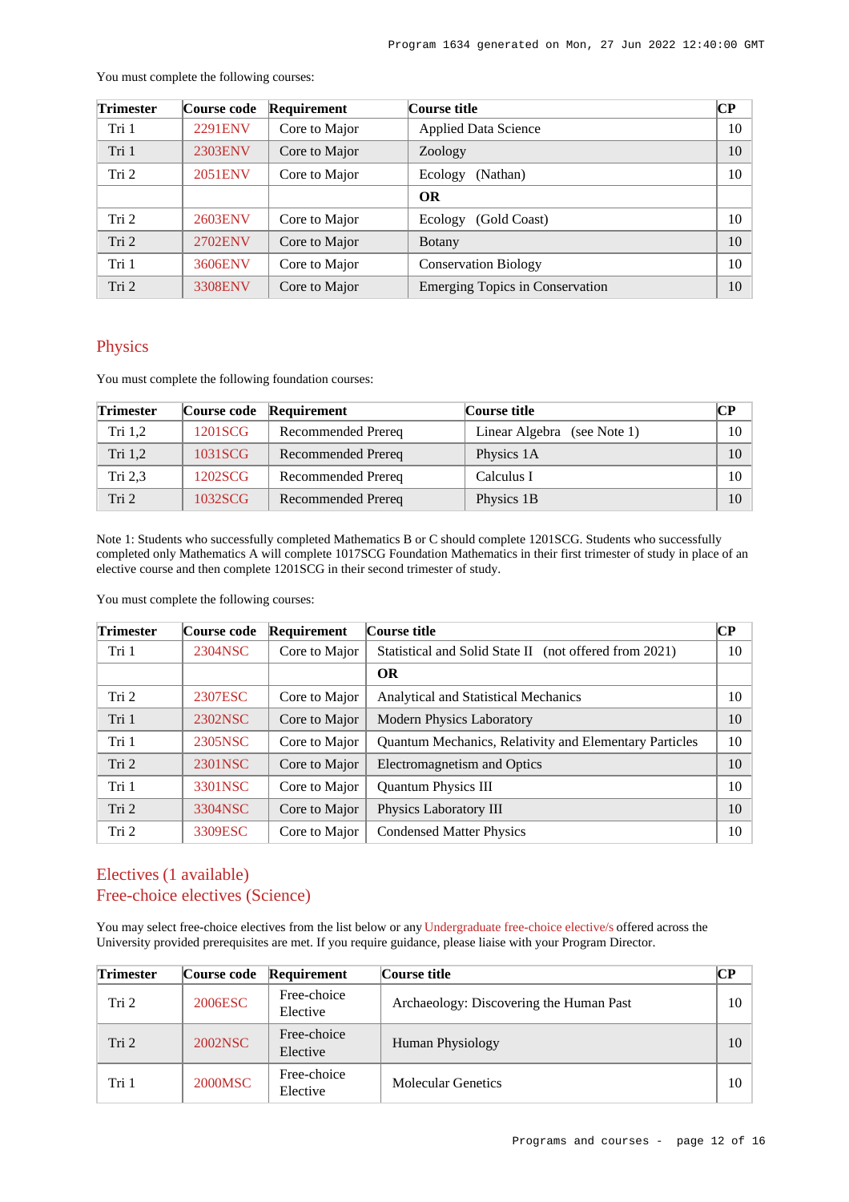You must complete the following courses:

| Trimester | Course code | Requirement | Course title | CP |
|---|---|---|---|---|
| Tri 1 | 2291ENV | Core to Major | Applied Data Science | 10 |
| Tri 1 | 2303ENV | Core to Major | Zoology | 10 |
| Tri 2 | 2051ENV | Core to Major | Ecology (Nathan) | 10 |
| | | | **OR** | |
| Tri 2 | 2603ENV | Core to Major | Ecology (Gold Coast) | 10 |
| Tri 2 | 2702ENV | Core to Major | Botany | 10 |
| Tri 1 | 3606ENV | Core to Major | Conservation Biology | 10 |
| Tri 2 | 3308ENV | Core to Major | Emerging Topics in Conservation | 10 |

## Physics

You must complete the following foundation courses:

| Trimester | Course code | Requirement | Course title | CP |
|---|---|---|---|---|
| Tri 1,2 | 1201SCG | Recommended Prereq | Linear Algebra (see Note 1) | 10 |
| Tri 1,2 | 1031SCG | Recommended Prereq | Physics 1A | 10 |
| Tri 2,3 | 1202SCG | Recommended Prereq | Calculus I | 10 |
| Tri 2 | 1032SCG | Recommended Prereq | Physics 1B | 10 |

Note 1: Students who successfully completed Mathematics B or C should complete 1201SCG. Students who successfully completed only Mathematics A will complete 1017SCG Foundation Mathematics in their first trimester of study in place of an elective course and then complete 1201SCG in their second trimester of study.

You must complete the following courses:

| Trimester | Course code | Requirement | Course title | CP |
|---|---|---|---|---|
| Tri 1 | 2304NSC | Core to Major | Statistical and Solid State II (not offered from 2021) | 10 |
| | | | **OR** | |
| Tri 2 | 2307ESC | Core to Major | Analytical and Statistical Mechanics | 10 |
| Tri 1 | 2302NSC | Core to Major | Modern Physics Laboratory | 10 |
| Tri 1 | 2305NSC | Core to Major | Quantum Mechanics, Relativity and Elementary Particles | 10 |
| Tri 2 | 2301NSC | Core to Major | Electromagnetism and Optics | 10 |
| Tri 1 | 3301NSC | Core to Major | Quantum Physics III | 10 |
| Tri 2 | 3304NSC | Core to Major | Physics Laboratory III | 10 |
| Tri 2 | 3309ESC | Core to Major | Condensed Matter Physics | 10 |

## Electives (1 available)

## Free-choice electives (Science)

You may select free-choice electives from the list below or any Undergraduate free-choice elective/s offered across the University provided prerequisites are met. If you require guidance, please liaise with your Program Director.

| Trimester | Course code | Requirement | Course title | CP |
|---|---|---|---|---|
| Tri 2 | 2006ESC | Free-choice Elective | Archaeology: Discovering the Human Past | 10 |
| Tri 2 | 2002NSC | Free-choice Elective | Human Physiology | 10 |
| Tri 1 | 2000MSC | Free-choice Elective | Molecular Genetics | 10 |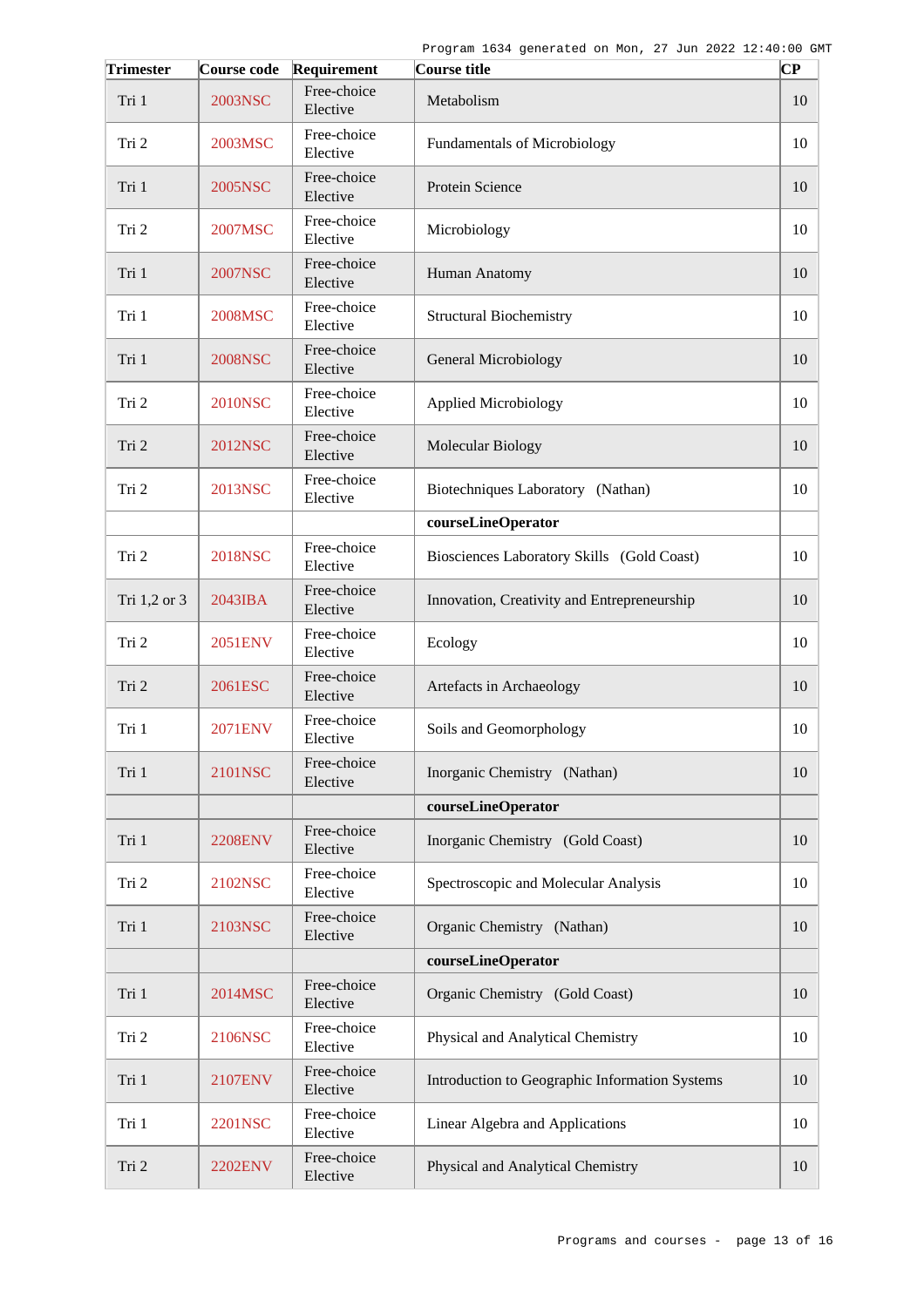| Trimester | Course code | Requirement | Course title | CP |
|---|---|---|---|---|
| Tri 1 | 2003NSC | Free-choice Elective | Metabolism | 10 |
| Tri 2 | 2003MSC | Free-choice Elective | Fundamentals of Microbiology | 10 |
| Tri 1 | 2005NSC | Free-choice Elective | Protein Science | 10 |
| Tri 2 | 2007MSC | Free-choice Elective | Microbiology | 10 |
| Tri 1 | 2007NSC | Free-choice Elective | Human Anatomy | 10 |
| Tri 1 | 2008MSC | Free-choice Elective | Structural Biochemistry | 10 |
| Tri 1 | 2008NSC | Free-choice Elective | General Microbiology | 10 |
| Tri 2 | 2010NSC | Free-choice Elective | Applied Microbiology | 10 |
| Tri 2 | 2012NSC | Free-choice Elective | Molecular Biology | 10 |
| Tri 2 | 2013NSC | Free-choice Elective | Biotechniques Laboratory (Nathan) | 10 |
| | | | **courseLineOperator** | |
| Tri 2 | 2018NSC | Free-choice Elective | Biosciences Laboratory Skills (Gold Coast) | 10 |
| Tri 1,2 or 3 | 2043IBA | Free-choice Elective | Innovation, Creativity and Entrepreneurship | 10 |
| Tri 2 | 2051ENV | Free-choice Elective | Ecology | 10 |
| Tri 2 | 2061ESC | Free-choice Elective | Artefacts in Archaeology | 10 |
| Tri 1 | 2071ENV | Free-choice Elective | Soils and Geomorphology | 10 |
| Tri 1 | 2101NSC | Free-choice Elective | Inorganic Chemistry (Nathan) | 10 |
| | | | **courseLineOperator** | |
| Tri 1 | 2208ENV | Free-choice Elective | Inorganic Chemistry (Gold Coast) | 10 |
| Tri 2 | 2102NSC | Free-choice Elective | Spectroscopic and Molecular Analysis | 10 |
| Tri 1 | 2103NSC | Free-choice Elective | Organic Chemistry (Nathan) | 10 |
| | | | **courseLineOperator** | |
| Tri 1 | 2014MSC | Free-choice Elective | Organic Chemistry (Gold Coast) | 10 |
| Tri 2 | 2106NSC | Free-choice Elective | Physical and Analytical Chemistry | 10 |
| Tri 1 | 2107ENV | Free-choice Elective | Introduction to Geographic Information Systems | 10 |
| Tri 1 | 2201NSC | Free-choice Elective | Linear Algebra and Applications | 10 |
| Tri 2 | 2202ENV | Free-choice Elective | Physical and Analytical Chemistry | 10 |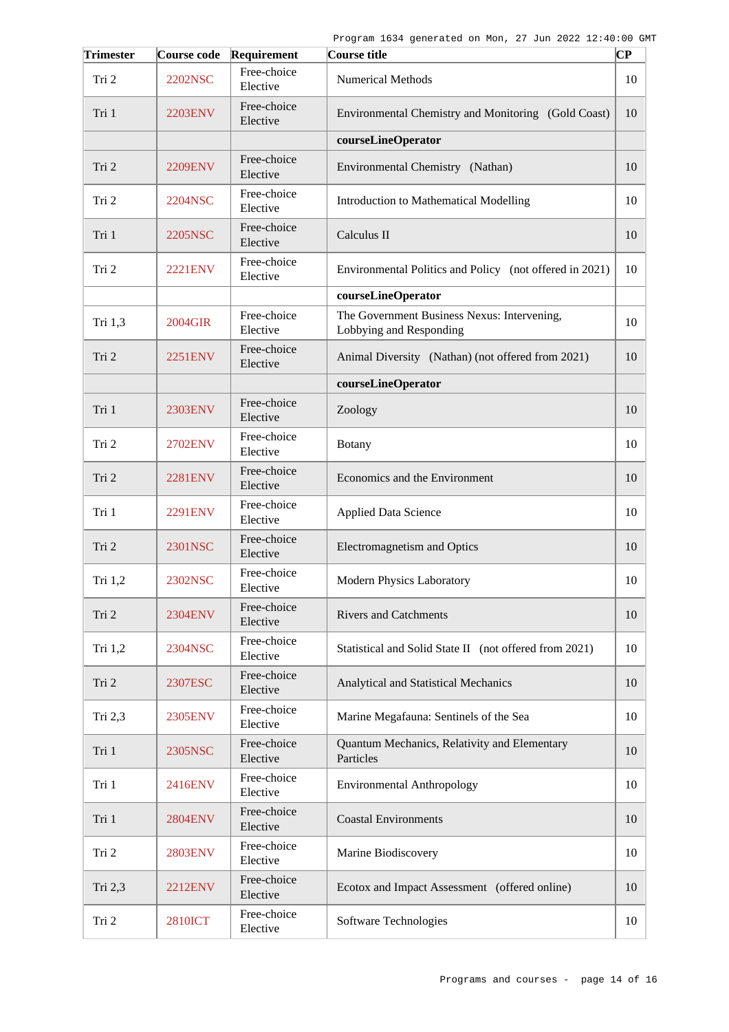| Trimester | Course code | Requirement | Course title | CP |
|---|---|---|---|---|
| Tri 2 | 2202NSC | Free-choice Elective | Numerical Methods | 10 |
| Tri 1 | 2203ENV | Free-choice Elective | Environmental Chemistry and Monitoring (Gold Coast) | 10 |
| | | | **courseLineOperator** | |
| Tri 2 | 2209ENV | Free-choice Elective | Environmental Chemistry (Nathan) | 10 |
| Tri 2 | 2204NSC | Free-choice Elective | Introduction to Mathematical Modelling | 10 |
| Tri 1 | 2205NSC | Free-choice Elective | Calculus II | 10 |
| Tri 2 | 2221ENV | Free-choice Elective | Environmental Politics and Policy (not offered in 2021) | 10 |
| | | | **courseLineOperator** | |
| Tri 1,3 | 2004GIR | Free-choice Elective | The Government Business Nexus: Intervening, Lobbying and Responding | 10 |
| Tri 2 | 2251ENV | Free-choice Elective | Animal Diversity (Nathan) (not offered from 2021) | 10 |
| | | | **courseLineOperator** | |
| Tri 1 | 2303ENV | Free-choice Elective | Zoology | 10 |
| Tri 2 | 2702ENV | Free-choice Elective | Botany | 10 |
| Tri 2 | 2281ENV | Free-choice Elective | Economics and the Environment | 10 |
| Tri 1 | 2291ENV | Free-choice Elective | Applied Data Science | 10 |
| Tri 2 | 2301NSC | Free-choice Elective | Electromagnetism and Optics | 10 |
| Tri 1,2 | 2302NSC | Free-choice Elective | Modern Physics Laboratory | 10 |
| Tri 2 | 2304ENV | Free-choice Elective | Rivers and Catchments | 10 |
| Tri 1,2 | 2304NSC | Free-choice Elective | Statistical and Solid State II (not offered from 2021) | 10 |
| Tri 2 | 2307ESC | Free-choice Elective | Analytical and Statistical Mechanics | 10 |
| Tri 2,3 | 2305ENV | Free-choice Elective | Marine Megafauna: Sentinels of the Sea | 10 |
| Tri 1 | 2305NSC | Free-choice Elective | Quantum Mechanics, Relativity and Elementary Particles | 10 |
| Tri 1 | 2416ENV | Free-choice Elective | Environmental Anthropology | 10 |
| Tri 1 | 2804ENV | Free-choice Elective | Coastal Environments | 10 |
| Tri 2 | 2803ENV | Free-choice Elective | Marine Biodiscovery | 10 |
| Tri 2,3 | 2212ENV | Free-choice Elective | Ecotox and Impact Assessment (offered online) | 10 |
| Tri 2 | 2810ICT | Free-choice Elective | Software Technologies | 10 |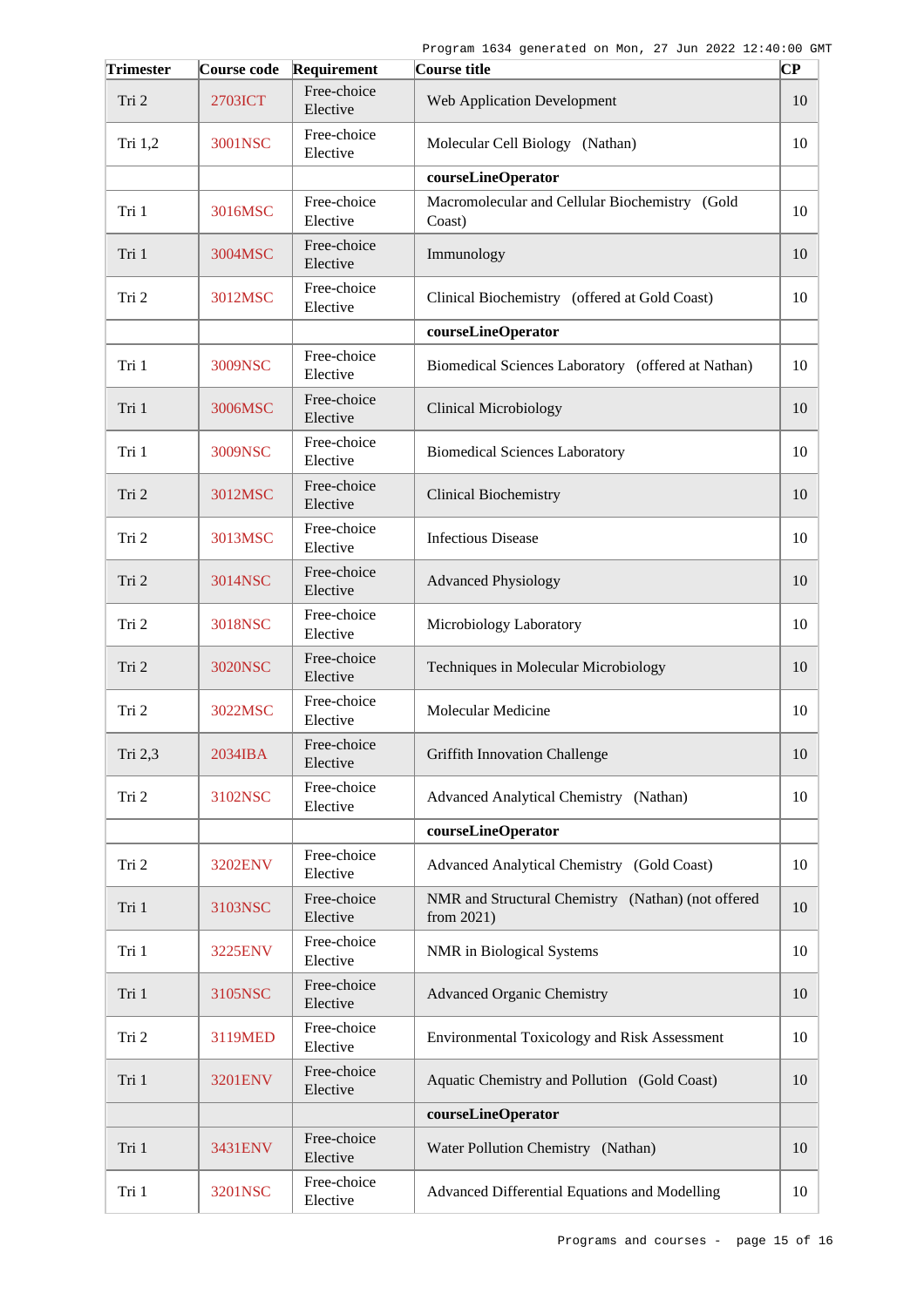| Trimester | Course code | Requirement | Course title | CP |
|---|---|---|---|---|
| Tri 2 | 2703ICT | Free-choice Elective | Web Application Development | 10 |
| Tri 1,2 | 3001NSC | Free-choice Elective | Molecular Cell Biology (Nathan) | 10 |
| | | | **courseLineOperator** | |
| Tri 1 | 3016MSC | Free-choice Elective | Macromolecular and Cellular Biochemistry (Gold Coast) | 10 |
| Tri 1 | 3004MSC | Free-choice Elective | Immunology | 10 |
| Tri 2 | 3012MSC | Free-choice Elective | Clinical Biochemistry (offered at Gold Coast) | 10 |
| | | | **courseLineOperator** | |
| Tri 1 | 3009NSC | Free-choice Elective | Biomedical Sciences Laboratory (offered at Nathan) | 10 |
| Tri 1 | 3006MSC | Free-choice Elective | Clinical Microbiology | 10 |
| Tri 1 | 3009NSC | Free-choice Elective | Biomedical Sciences Laboratory | 10 |
| Tri 2 | 3012MSC | Free-choice Elective | Clinical Biochemistry | 10 |
| Tri 2 | 3013MSC | Free-choice Elective | Infectious Disease | 10 |
| Tri 2 | 3014NSC | Free-choice Elective | Advanced Physiology | 10 |
| Tri 2 | 3018NSC | Free-choice Elective | Microbiology Laboratory | 10 |
| Tri 2 | 3020NSC | Free-choice Elective | Techniques in Molecular Microbiology | 10 |
| Tri 2 | 3022MSC | Free-choice Elective | Molecular Medicine | 10 |
| Tri 2,3 | 2034IBA | Free-choice Elective | Griffith Innovation Challenge | 10 |
| Tri 2 | 3102NSC | Free-choice Elective | Advanced Analytical Chemistry (Nathan) | 10 |
| | | | **courseLineOperator** | |
| Tri 2 | 3202ENV | Free-choice Elective | Advanced Analytical Chemistry (Gold Coast) | 10 |
| Tri 1 | 3103NSC | Free-choice Elective | NMR and Structural Chemistry (Nathan) (not offered from 2021) | 10 |
| Tri 1 | 3225ENV | Free-choice Elective | NMR in Biological Systems | 10 |
| Tri 1 | 3105NSC | Free-choice Elective | Advanced Organic Chemistry | 10 |
| Tri 2 | 3119MED | Free-choice Elective | Environmental Toxicology and Risk Assessment | 10 |
| Tri 1 | 3201ENV | Free-choice Elective | Aquatic Chemistry and Pollution (Gold Coast) | 10 |
| | | | **courseLineOperator** | |
| Tri 1 | 3431ENV | Free-choice Elective | Water Pollution Chemistry (Nathan) | 10 |
| Tri 1 | 3201NSC | Free-choice Elective | Advanced Differential Equations and Modelling | 10 |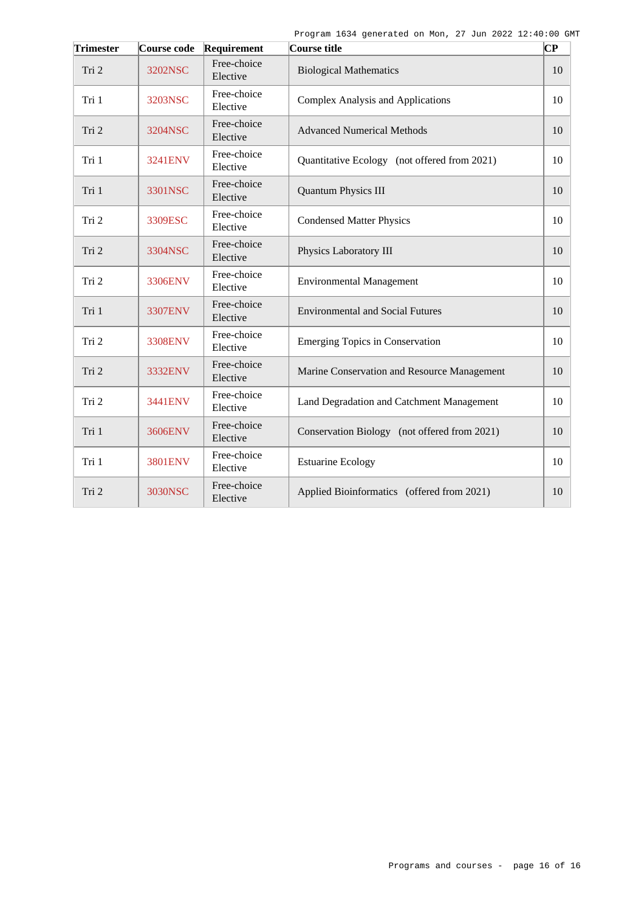| Trimester | Course code | Requirement | Course title | CP |
|---|---|---|---|---|
| Tri 2 | 3202NSC | Free-choice Elective | Biological Mathematics | 10 |
| Tri 1 | 3203NSC | Free-choice Elective | Complex Analysis and Applications | 10 |
| Tri 2 | 3204NSC | Free-choice Elective | Advanced Numerical Methods | 10 |
| Tri 1 | 3241ENV | Free-choice Elective | Quantitative Ecology (not offered from 2021) | 10 |
| Tri 1 | 3301NSC | Free-choice Elective | Quantum Physics III | 10 |
| Tri 2 | 3309ESC | Free-choice Elective | Condensed Matter Physics | 10 |
| Tri 2 | 3304NSC | Free-choice Elective | Physics Laboratory III | 10 |
| Tri 2 | 3306ENV | Free-choice Elective | Environmental Management | 10 |
| Tri 1 | 3307ENV | Free-choice Elective | Environmental and Social Futures | 10 |
| Tri 2 | 3308ENV | Free-choice Elective | Emerging Topics in Conservation | 10 |
| Tri 2 | 3332ENV | Free-choice Elective | Marine Conservation and Resource Management | 10 |
| Tri 2 | 3441ENV | Free-choice Elective | Land Degradation and Catchment Management | 10 |
| Tri 1 | 3606ENV | Free-choice Elective | Conservation Biology (not offered from 2021) | 10 |
| Tri 1 | 3801ENV | Free-choice Elective | Estuarine Ecology | 10 |
| Tri 2 | 3030NSC | Free-choice Elective | Applied Bioinformatics (offered from 2021) | 10 |